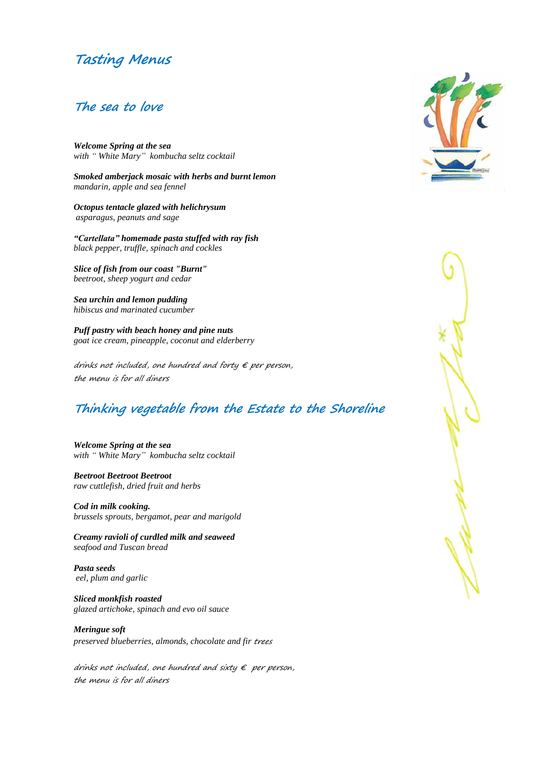# Tasting Menus

## The sea to love

***Welcome Spring at the sea***
*with " White Mary" kombucha seltz cocktail*

***Smoked amberjack mosaic with herbs and burnt lemon***
*mandarin, apple and sea fennel*

***Octopus tentacle glazed with helichrysum***
*asparagus, peanuts and sage*

***"Cartellata" homemade pasta stuffed with ray fish***
*black pepper, truffle, spinach and cockles*

***Slice of fish from our coast "Burnt"***
*beetroot, sheep yogurt and cedar*

***Sea urchin and lemon pudding***
*hibiscus and marinated cucumber*

***Puff pastry with beach honey and pine nuts***
*goat ice cream, pineapple, coconut and elderberry*

*drinks not included, one hundred and forty € per person,*
*the menu is for all diners*

## Thinking vegetable from the Estate to the Shoreline

***Welcome Spring at the sea***
*with " White Mary" kombucha seltz cocktail*

***Beetroot Beetroot Beetroot***
*raw cuttlefish, dried fruit and herbs*

***Cod in milk cooking.***
*brussels sprouts, bergamot, pear and marigold*

***Creamy ravioli of curdled milk and seaweed***
*seafood and Tuscan bread*

***Pasta seeds***
*eel, plum and garlic*

***Sliced monkfish roasted***
*glazed artichoke, spinach and evo oil sauce*

***Meringue soft***
*preserved blueberries, almonds, chocolate and fir trees*

*drinks not included, one hundred and sixty € per person,*
*the menu is for all diners*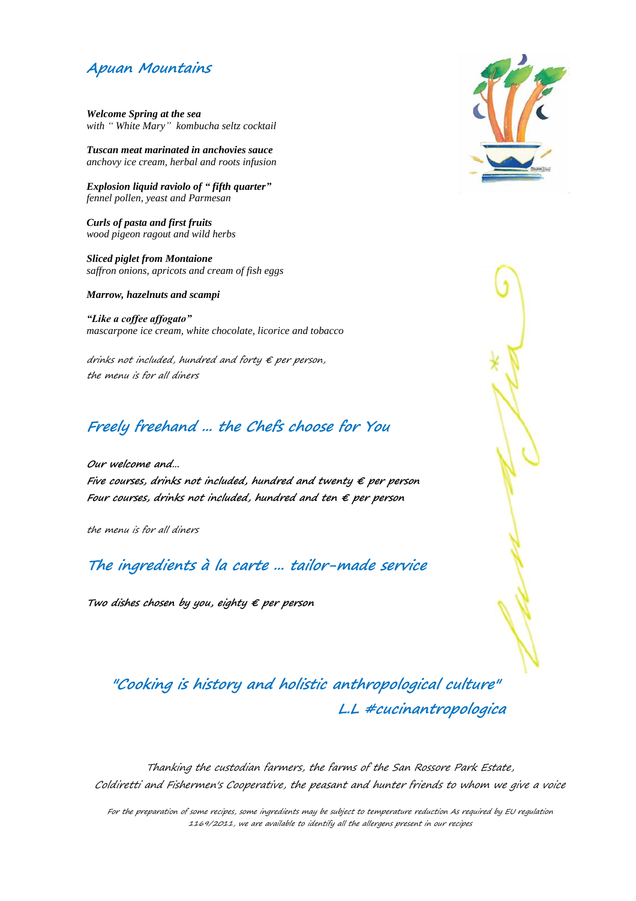## Apuan Mountains

***Welcome Spring at the sea***
*with " White Mary" kombucha seltz cocktail*

***Tuscan meat marinated in anchovies sauce***
*anchovy ice cream, herbal and roots infusion*

***Explosion liquid raviolo of " fifth quarter"***
*fennel pollen, yeast and Parmesan*

***Curls of pasta and first fruits***
*wood pigeon ragout and wild herbs*

***Sliced piglet from Montaione***
*saffron onions, apricots and cream of fish eggs*

***Marrow, hazelnuts and scampi***

***"Like a coffee affogato"***
*mascarpone ice cream, white chocolate, licorice and tobacco*

*drinks not included, hundred and forty € per person,*
*the menu is for all diners*

## Freely freehand ... the Chefs choose for You

***Our welcome and...***
***Five courses, drinks not included, hundred and twenty € per person***
***Four courses, drinks not included, hundred and ten € per person***

*the menu is for all diners*

## The ingredients à la carte ... tailor-made service

***Two dishes chosen by you, eighty € per person***

*"Cooking is history and holistic anthropological culture"*
*L.L #cucinantropologica*

Thanking the custodian farmers, the farms of the San Rossore Park Estate, Coldiretti and Fishermen's Cooperative, the peasant and hunter friends to whom we give a voice

For the preparation of some recipes, some ingredients may be subject to temperature reduction As required by EU regulation 1169/2011, we are available to identify all the allergens present in our recipes